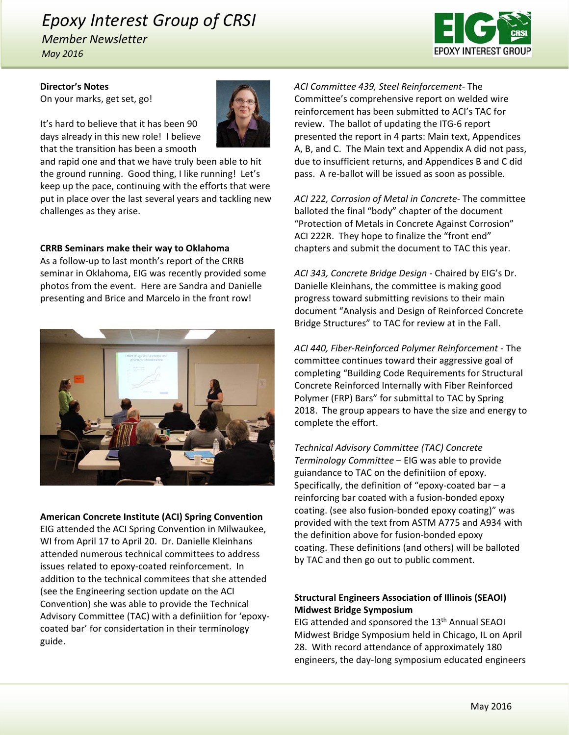# Epoxy Interest Group of CRSI

*Member Newsletter*

*May 2016*

**Director's Notes**

On your marks, get set, go!

It's hard to believe that it has been 90 days already in this new role! I believe that the transition has been a smooth and rapid one and that we have truly been able to hit the ground running. Good thing, I like running! Let's keep up the pace, continuing with the efforts that were put in place over the last several years and tackling new challenges as they arise.

**CRRB Seminars make their way to Oklahoma**

As a follow-up to last month's report of the CRRB seminar in Oklahoma, EIG was recently provided some photos from the event. Here are Sandra and Danielle presenting and Brice and Marcelo in the front row!

**American Concrete Institute (ACI) Spring Convention**

EIG attended the ACI Spring Convention in Milwaukee, WI from April 17 to April 20. Dr. Danielle Kleinhans attended numerous technical committees to address issues related to epoxy-coated reinforcement. In addition to the technical commitees that she attended (see the Engineering section update on the ACI Convention) she was able to provide the Technical Advisory Committee (TAC) with a definiition for 'epoxy-coated bar' for considertation in their terminology guide.

*ACI Committee 439, Steel Reinforcement*- The Committee's comprehensive report on welded wire reinforcement has been submitted to ACI's TAC for review. The ballot of updating the ITG-6 report presented the report in 4 parts: Main text, Appendices A, B, and C. The Main text and Appendix A did not pass, due to insufficient returns, and Appendices B and C did pass. A re-ballot will be issued as soon as possible.

*ACI 222, Corrosion of Metal in Concrete*- The committee balloted the final "body" chapter of the document "Protection of Metals in Concrete Against Corrosion" ACI 222R. They hope to finalize the "front end" chapters and submit the document to TAC this year.

*ACI 343, Concrete Bridge Design* - Chaired by EIG's Dr. Danielle Kleinhans, the committee is making good progress toward submitting revisions to their main document "Analysis and Design of Reinforced Concrete Bridge Structures" to TAC for review at in the Fall.

*ACI 440, Fiber-Reinforced Polymer Reinforcement* - The committee continues toward their aggressive goal of completing "Building Code Requirements for Structural Concrete Reinforced Internally with Fiber Reinforced Polymer (FRP) Bars" for submittal to TAC by Spring 2018. The group appears to have the size and energy to complete the effort.

*Technical Advisory Committee (TAC) Concrete Terminology Committee* – EIG was able to provide guiandance to TAC on the definitiion of epoxy. Specifically, the definition of "epoxy-coated bar – a reinforcing bar coated with a fusion-bonded epoxy coating. (see also fusion-bonded epoxy coating)" was provided with the text from ASTM A775 and A934 with the definition above for fusion-bonded epoxy coating. These definitions (and others) will be balloted by TAC and then go out to public comment.

**Structural Engineers Association of Illinois (SEAOI) Midwest Bridge Symposium**

EIG attended and sponsored the 13th Annual SEAOI Midwest Bridge Symposium held in Chicago, IL on April 28. With record attendance of approximately 180 engineers, the day-long symposium educated engineers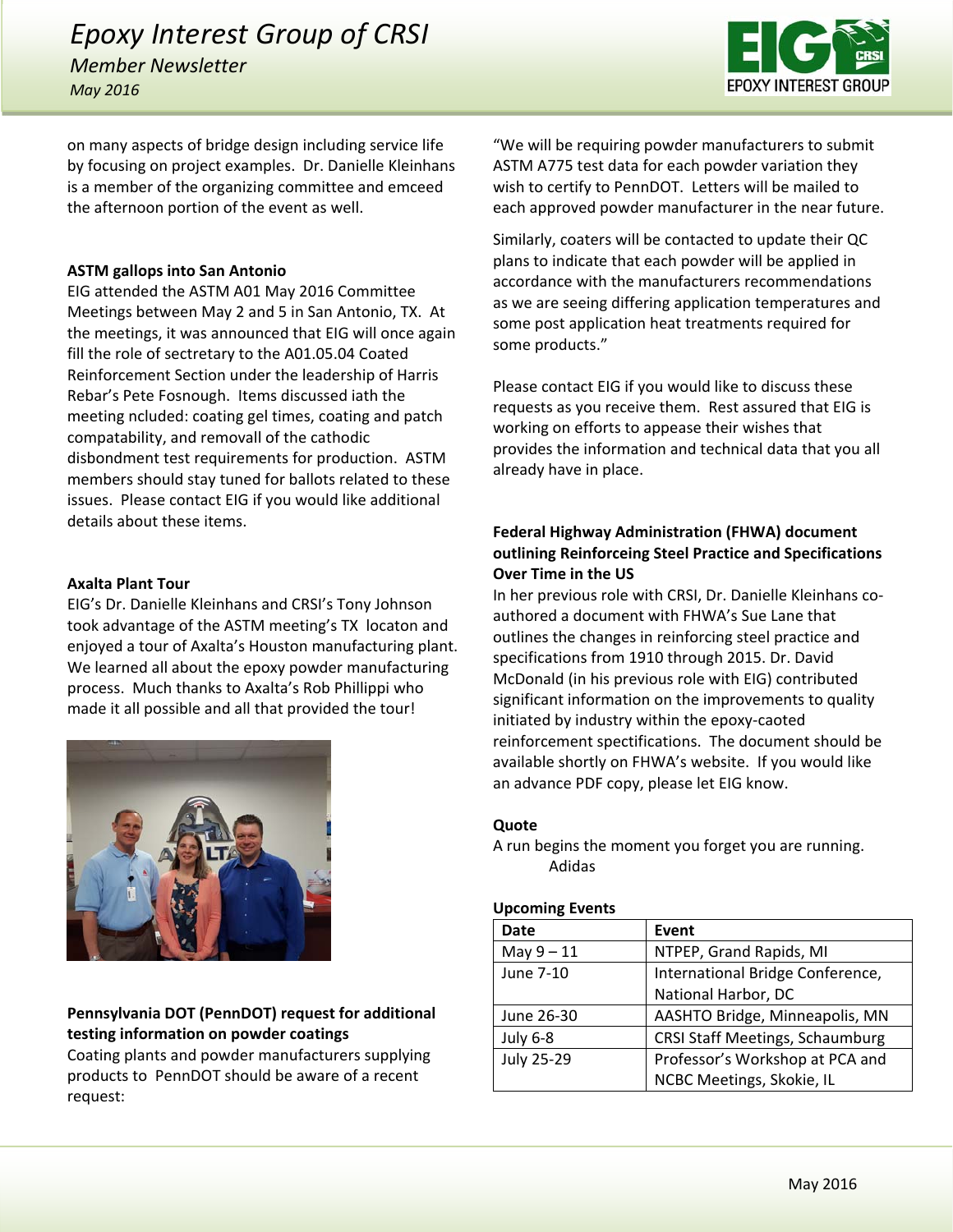on many aspects of bridge design including service life by focusing on project examples. Dr. Danielle Kleinhans is a member of the organizing committee and emceed the afternoon portion of the event as well.

**ASTM gallops into San Antonio**

EIG attended the ASTM A01 May 2016 Committee Meetings between May 2 and 5 in San Antonio, TX. At the meetings, it was announced that EIG will once again fill the role of sectretary to the A01.05.04 Coated Reinforcement Section under the leadership of Harris Rebar's Pete Fosnough. Items discussed iath the meeting ncluded: coating gel times, coating and patch compatability, and removall of the cathodic disbondment test requirements for production. ASTM members should stay tuned for ballots related to these issues. Please contact EIG if you would like additional details about these items.

**Axalta Plant Tour**

EIG's Dr. Danielle Kleinhans and CRSI's Tony Johnson took advantage of the ASTM meeting's TX locaton and enjoyed a tour of Axalta's Houston manufacturing plant. We learned all about the epoxy powder manufacturing process. Much thanks to Axalta's Rob Phillippi who made it all possible and all that provided the tour!

**Pennsylvania DOT (PennDOT) request for additional testing information on powder coatings**

Coating plants and powder manufacturers supplying products to PennDOT should be aware of a recent request:

"We will be requiring powder manufacturers to submit ASTM A775 test data for each powder variation they wish to certify to PennDOT. Letters will be mailed to each approved powder manufacturer in the near future.

Similarly, coaters will be contacted to update their QC plans to indicate that each powder will be applied in accordance with the manufacturers recommendations as we are seeing differing application temperatures and some post application heat treatments required for some products."

Please contact EIG if you would like to discuss these requests as you receive them. Rest assured that EIG is working on efforts to appease their wishes that provides the information and technical data that you all already have in place.

**Federal Highway Administration (FHWA) document outlining Reinforceing Steel Practice and Specifications Over Time in the US**

In her previous role with CRSI, Dr. Danielle Kleinhans co-authored a document with FHWA's Sue Lane that outlines the changes in reinforcing steel practice and specifications from 1910 through 2015. Dr. David McDonald (in his previous role with EIG) contributed significant information on the improvements to quality initiated by industry within the epoxy-caoted reinforcement specifications. The document should be available shortly on FHWA's website. If you would like an advance PDF copy, please let EIG know.

**Quote**

A run begins the moment you forget you are running.
Adidas

**Upcoming Events**

| Date | Event |
|---|---|
| May 9 – 11 | NTPEP, Grand Rapids, MI |
| June 7-10 | International Bridge Conference, National Harbor, DC |
| June 26-30 | AASHTO Bridge, Minneapolis, MN |
| July 6-8 | CRSI Staff Meetings, Schaumburg |
| July 25-29 | Professor's Workshop at PCA and NCBC Meetings, Skokie, IL |